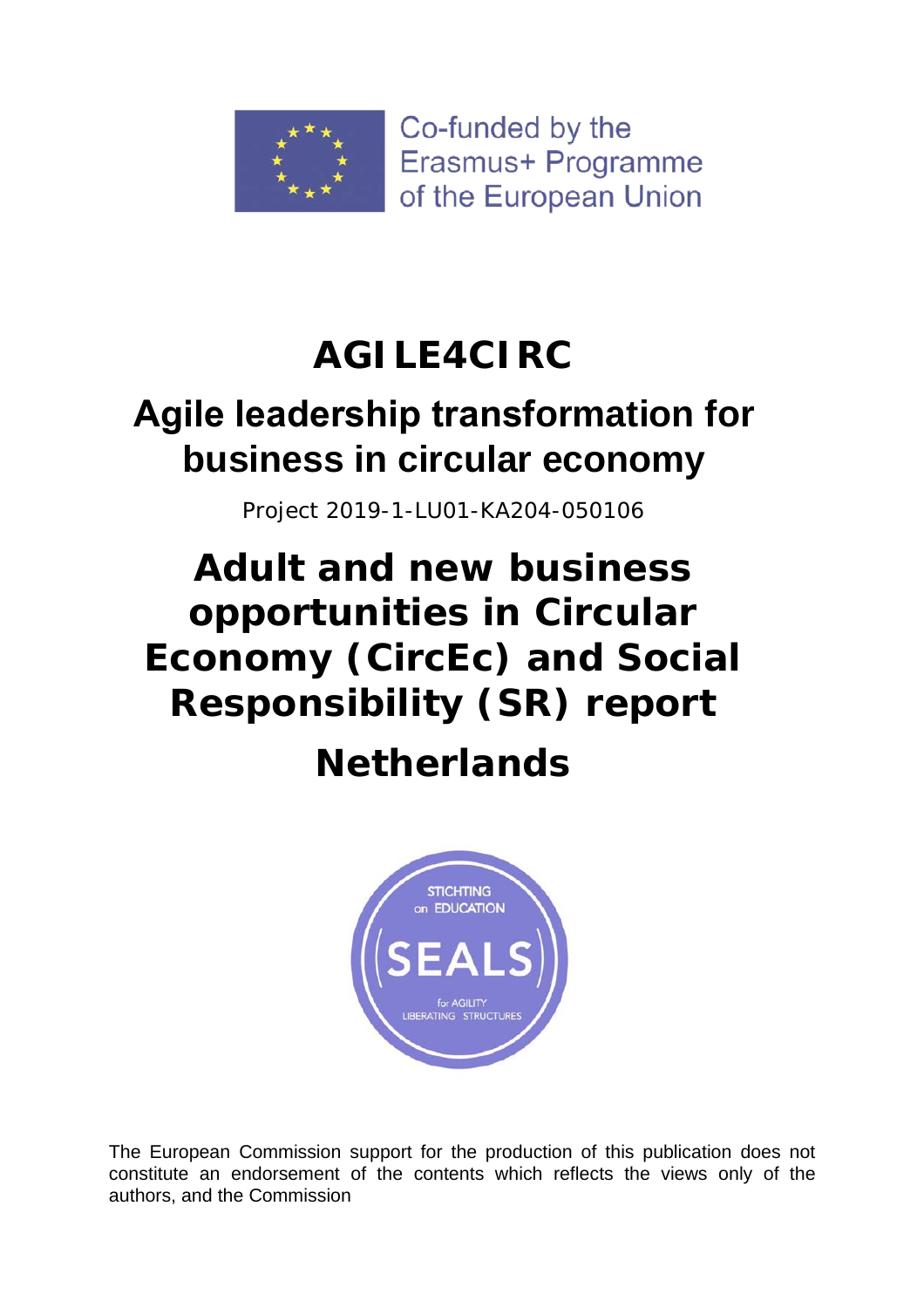Co-funded by the Erasmus+ Programme of the European Union

# AGILE4CIRC

## Agile leadership transformation for business in circular economy

Project 2019-1-LU01-KA204-050106

# Adult and new business opportunities in Circular Economy (CircEc) and Social Responsibility (SR) report

# Netherlands

STICHTING on EDUCATION SEALS for AGILITY LIBERATING STRUCTURES

The European Commission support for the production of this publication does not constitute an endorsement of the contents which reflects the views only of the authors, and the Commission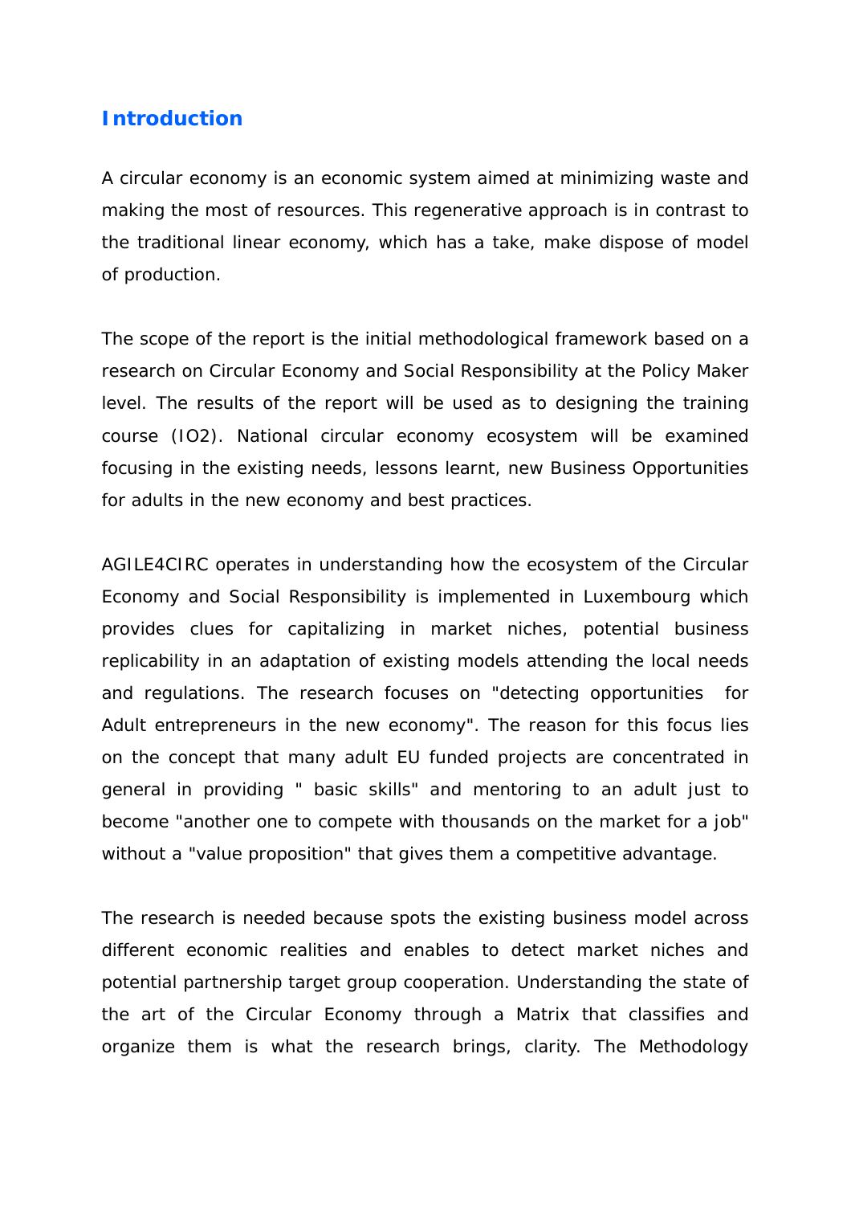## Introduction

A circular economy is an economic system aimed at minimizing waste and making the most of resources. This regenerative approach is in contrast to the traditional linear economy, which has a take, make dispose of model of production.

The scope of the report is the initial methodological framework based on a research on Circular Economy and Social Responsibility at the Policy Maker level. The results of the report will be used as to designing the training course (IO2). National circular economy ecosystem will be examined focusing in the existing needs, lessons learnt, new Business Opportunities for adults in the new economy and best practices.

AGILE4CIRC operates in understanding how the ecosystem of the Circular Economy and Social Responsibility is implemented in Luxembourg which provides clues for capitalizing in market niches, potential business replicability in an adaptation of existing models attending the local needs and regulations. The research focuses on "detecting opportunities for Adult entrepreneurs in the new economy". The reason for this focus lies on the concept that many adult EU funded projects are concentrated in general in providing " basic skills" and mentoring to an adult just to become "another one to compete with thousands on the market for a job" without a "value proposition" that gives them a competitive advantage.

The research is needed because spots the existing business model across different economic realities and enables to detect market niches and potential partnership target group cooperation. Understanding the state of the art of the Circular Economy through a Matrix that classifies and organize them is what the research brings, clarity. The Methodology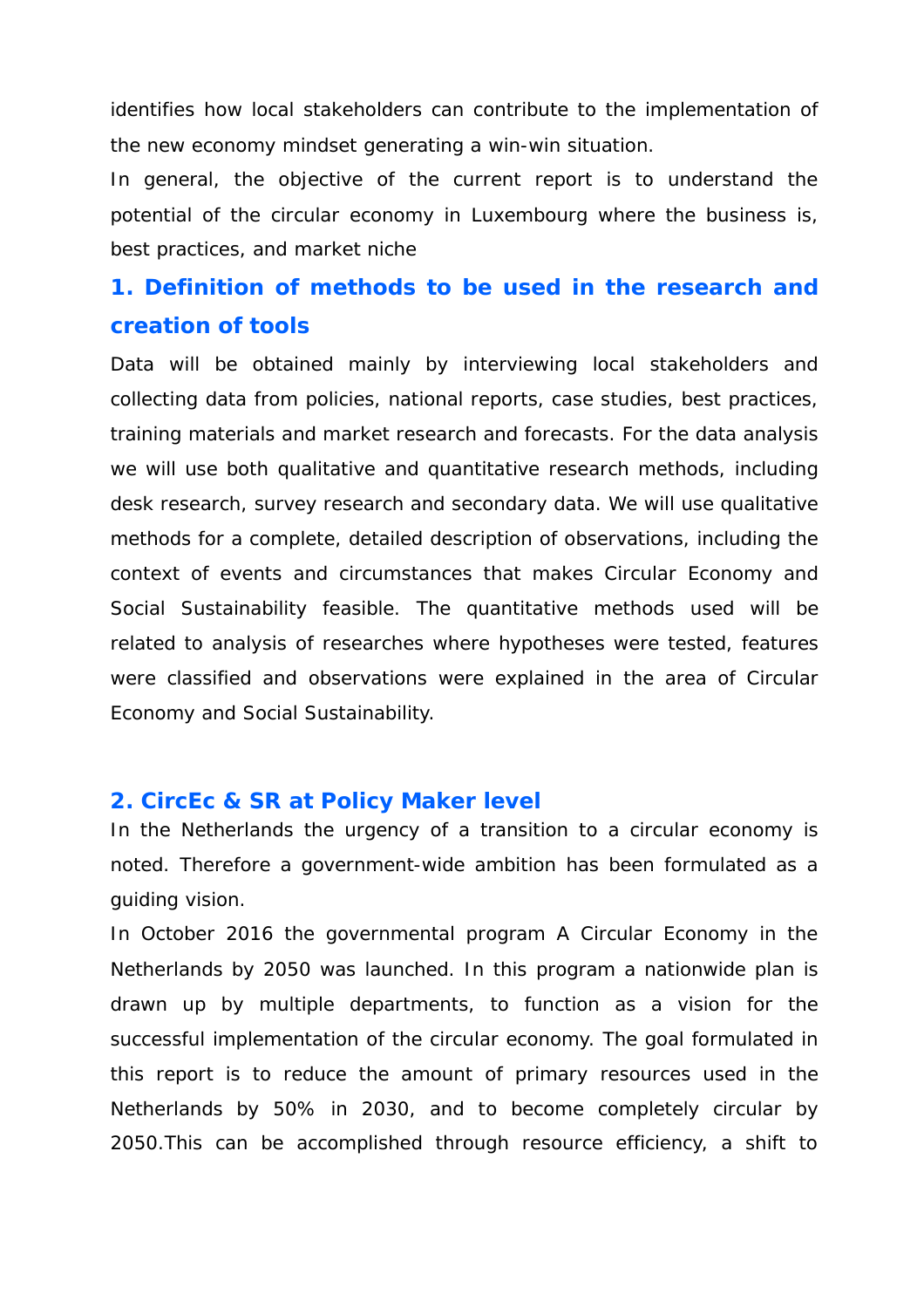identifies how local stakeholders can contribute to the implementation of the new economy mindset generating a win-win situation.

In general, the objective of the current report is to understand the potential of the circular economy in Luxembourg where the business is, best practices, and market niche

## 1. Definition of methods to be used in the research and creation of tools

Data will be obtained mainly by interviewing local stakeholders and collecting data from policies, national reports, case studies, best practices, training materials and market research and forecasts. For the data analysis we will use both qualitative and quantitative research methods, including desk research, survey research and secondary data. We will use qualitative methods for a complete, detailed description of observations, including the context of events and circumstances that makes Circular Economy and Social Sustainability feasible. The quantitative methods used will be related to analysis of researches where hypotheses were tested, features were classified and observations were explained in the area of Circular Economy and Social Sustainability.

## 2. CircEc & SR at Policy Maker level

In the Netherlands the urgency of a transition to a circular economy is noted. Therefore a government-wide ambition has been formulated as a guiding vision.

In October 2016 the governmental program A Circular Economy in the Netherlands by 2050 was launched. In this program a nationwide plan is drawn up by multiple departments, to function as a vision for the successful implementation of the circular economy. The goal formulated in this report is to reduce the amount of primary resources used in the Netherlands by 50% in 2030, and to become completely circular by 2050.This can be accomplished through resource efficiency, a shift to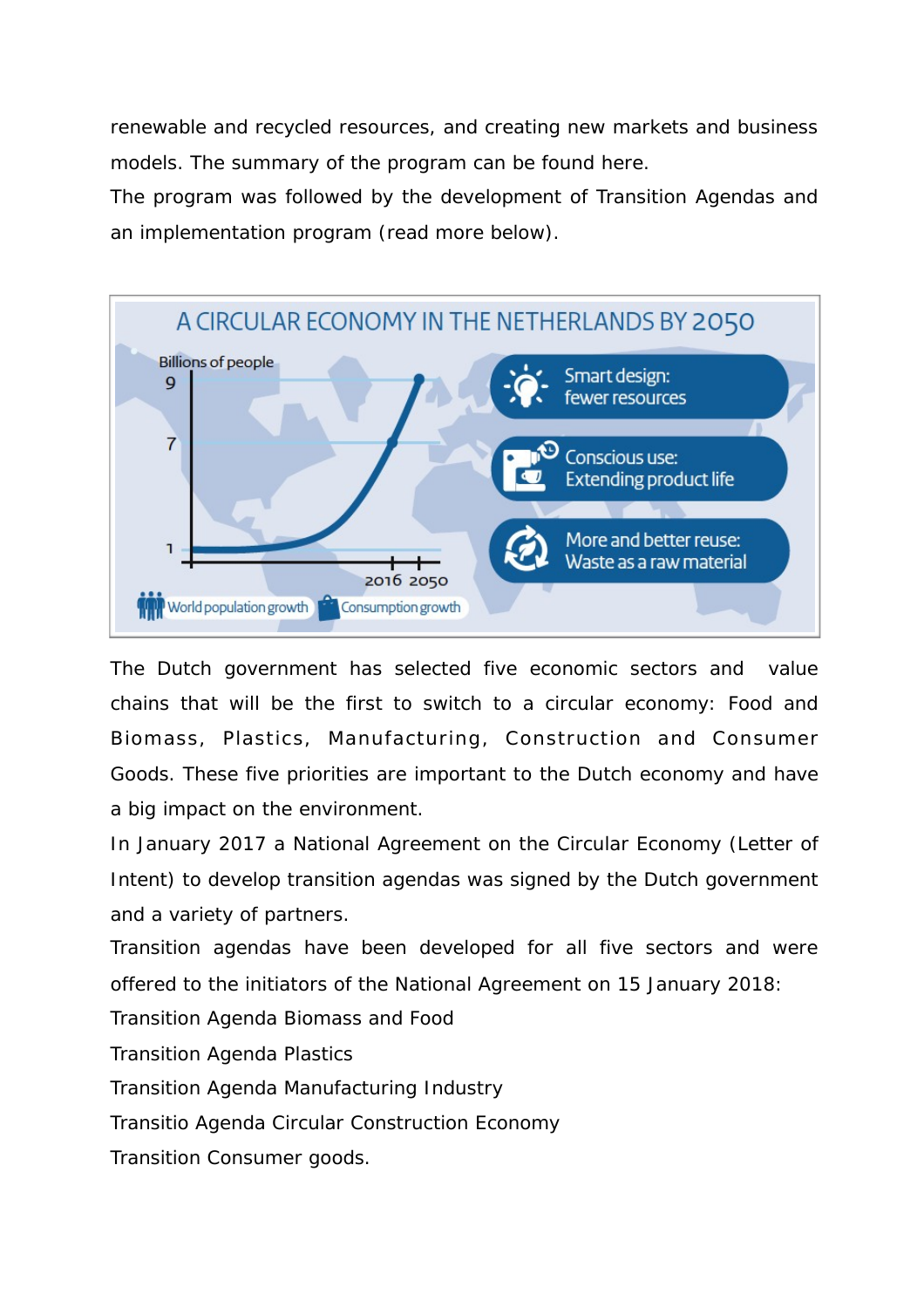renewable and recycled resources, and creating new markets and business models. The summary of the program can be found here.

The program was followed by the development of Transition Agendas and an implementation program (read more below).

A CIRCULAR ECONOMY IN THE NETHERLANDS BY 2050

Billions of people

9

7

1

2016 2050

World population growth

Consumption growth

Smart design: fewer resources

Conscious use: Extending product life

More and better reuse: Waste as a raw material

The Dutch government has selected five economic sectors and value chains that will be the first to switch to a circular economy: Food and Biomass, Plastics, Manufacturing, Construction and Consumer Goods. These five priorities are important to the Dutch economy and have a big impact on the environment.

In January 2017 a National Agreement on the Circular Economy (Letter of Intent) to develop transition agendas was signed by the Dutch government and a variety of partners.

Transition agendas have been developed for all five sectors and were offered to the initiators of the National Agreement on 15 January 2018:

Transition Agenda Biomass and Food

Transition Agenda Plastics

Transition Agenda Manufacturing Industry

Transitio Agenda Circular Construction Economy

Transition Consumer goods.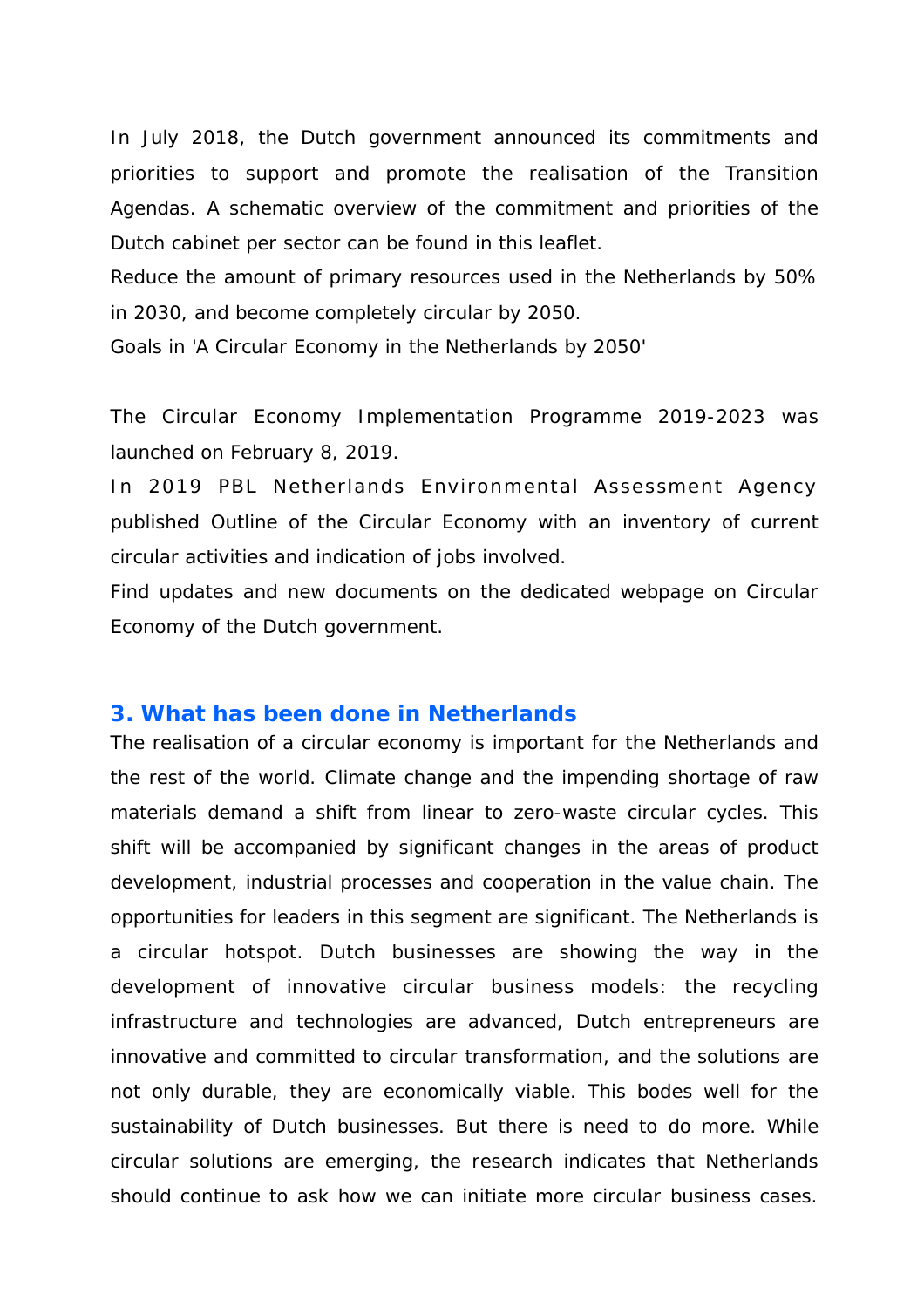In July 2018, the Dutch government announced its commitments and priorities to support and promote the realisation of the Transition Agendas. A schematic overview of the commitment and priorities of the Dutch cabinet per sector can be found in this leaflet.

Reduce the amount of primary resources used in the Netherlands by 50% in 2030, and become completely circular by 2050.

Goals in 'A Circular Economy in the Netherlands by 2050'

The Circular Economy Implementation Programme 2019-2023 was launched on February 8, 2019.

In 2019 PBL Netherlands Environmental Assessment Agency published Outline of the Circular Economy with an inventory of current circular activities and indication of jobs involved.

Find updates and new documents on the dedicated webpage on Circular Economy of the Dutch government.

## 3. What has been done in Netherlands

The realisation of a circular economy is important for the Netherlands and the rest of the world. Climate change and the impending shortage of raw materials demand a shift from linear to zero-waste circular cycles. This shift will be accompanied by significant changes in the areas of product development, industrial processes and cooperation in the value chain. The opportunities for leaders in this segment are significant. The Netherlands is a circular hotspot. Dutch businesses are showing the way in the development of innovative circular business models: the recycling infrastructure and technologies are advanced, Dutch entrepreneurs are innovative and committed to circular transformation, and the solutions are not only durable, they are economically viable. This bodes well for the sustainability of Dutch businesses. But there is need to do more. While circular solutions are emerging, the research indicates that Netherlands should continue to ask how we can initiate more circular business cases.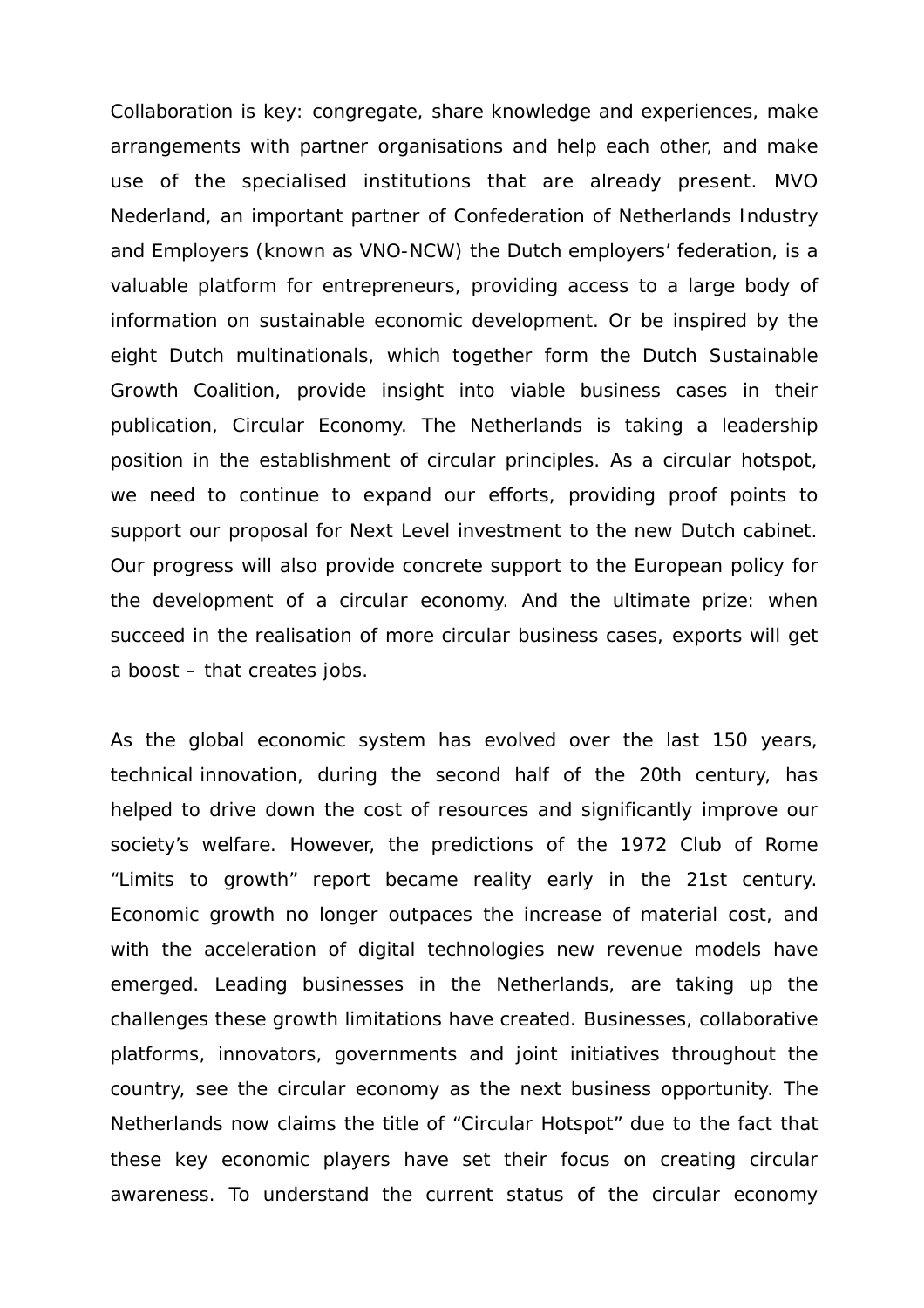Collaboration is key: congregate, share knowledge and experiences, make arrangements with partner organisations and help each other, and make use of the specialised institutions that are already present. MVO Nederland, an important partner of Confederation of Netherlands Industry and Employers (known as VNO-NCW) the Dutch employers' federation, is a valuable platform for entrepreneurs, providing access to a large body of information on sustainable economic development. Or be inspired by the eight Dutch multinationals, which together form the Dutch Sustainable Growth Coalition, provide insight into viable business cases in their publication, Circular Economy. The Netherlands is taking a leadership position in the establishment of circular principles. As a circular hotspot, we need to continue to expand our efforts, providing proof points to support our proposal for Next Level investment to the new Dutch cabinet. Our progress will also provide concrete support to the European policy for the development of a circular economy. And the ultimate prize: when succeed in the realisation of more circular business cases, exports will get a boost – that creates jobs.

As the global economic system has evolved over the last 150 years, technical innovation, during the second half of the 20th century, has helped to drive down the cost of resources and significantly improve our society's welfare. However, the predictions of the 1972 Club of Rome "Limits to growth" report became reality early in the 21st century. Economic growth no longer outpaces the increase of material cost, and with the acceleration of digital technologies new revenue models have emerged. Leading businesses in the Netherlands, are taking up the challenges these growth limitations have created. Businesses, collaborative platforms, innovators, governments and joint initiatives throughout the country, see the circular economy as the next business opportunity. The Netherlands now claims the title of "Circular Hotspot" due to the fact that these key economic players have set their focus on creating circular awareness. To understand the current status of the circular economy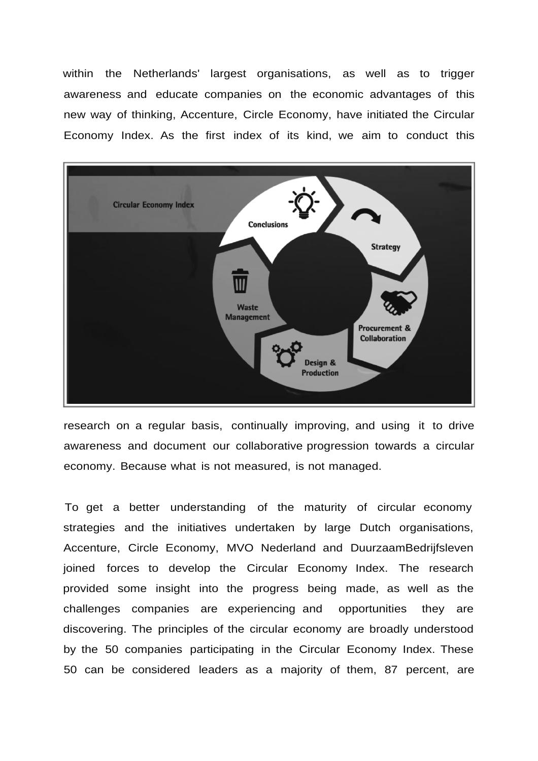within the Netherlands' largest organisations, as well as to trigger awareness and educate companies on the economic advantages of this new way of thinking, Accenture, Circle Economy, have initiated the Circular Economy Index. As the first index of its kind, we aim to conduct this research on a regular basis, continually improving, and using it to drive awareness and document our collaborative progression towards a circular economy. Because what is not measured, is not managed.

To get a better understanding of the maturity of circular economy strategies and the initiatives undertaken by large Dutch organisations, Accenture, Circle Economy, MVO Nederland and DuurzaamBedrijfsleven joined forces to develop the Circular Economy Index. The research provided some insight into the progress being made, as well as the challenges companies are experiencing and opportunities they are discovering. The principles of the circular economy are broadly understood by the 50 companies participating in the Circular Economy Index. These 50 can be considered leaders as a majority of them, 87 percent, are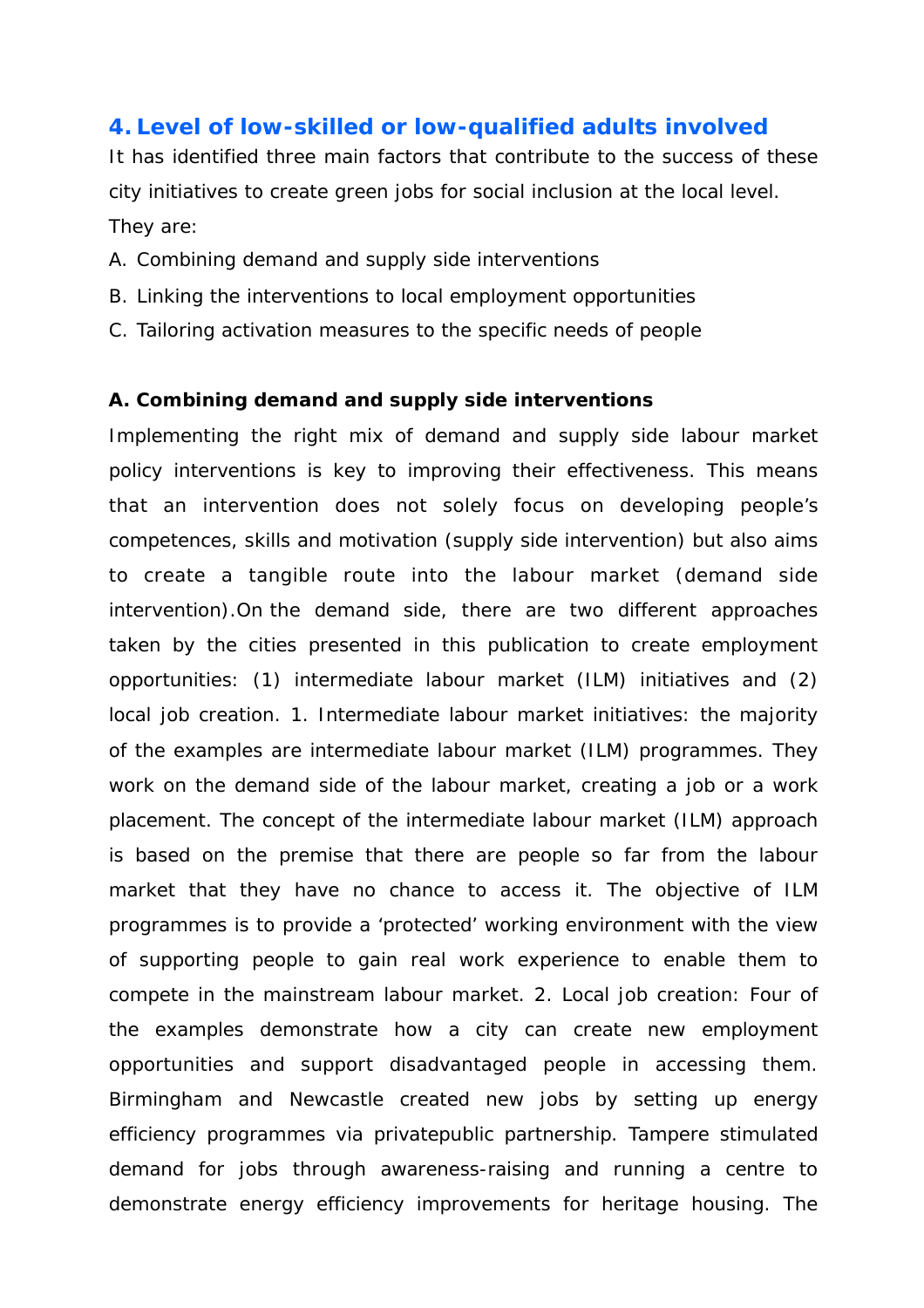## 4. Level of low-skilled or low-qualified adults involved

It has identified three main factors that contribute to the success of these city initiatives to create green jobs for social inclusion at the local level. They are:

A. Combining demand and supply side interventions

B. Linking the interventions to local employment opportunities

C. Tailoring activation measures to the specific needs of people

**A. Combining demand and supply side interventions**

Implementing the right mix of demand and supply side labour market policy interventions is key to improving their effectiveness. This means that an intervention does not solely focus on developing people's competences, skills and motivation (supply side intervention) but also aims to create a tangible route into the labour market (demand side intervention).On the demand side, there are two different approaches taken by the cities presented in this publication to create employment opportunities: (1) intermediate labour market (ILM) initiatives and (2) local job creation. 1. Intermediate labour market initiatives: the majority of the examples are intermediate labour market (ILM) programmes. They work on the demand side of the labour market, creating a job or a work placement. The concept of the intermediate labour market (ILM) approach is based on the premise that there are people so far from the labour market that they have no chance to access it. The objective of ILM programmes is to provide a 'protected' working environment with the view of supporting people to gain real work experience to enable them to compete in the mainstream labour market. 2. Local job creation: Four of the examples demonstrate how a city can create new employment opportunities and support disadvantaged people in accessing them. Birmingham and Newcastle created new jobs by setting up energy efficiency programmes via privatepublic partnership. Tampere stimulated demand for jobs through awareness-raising and running a centre to demonstrate energy efficiency improvements for heritage housing. The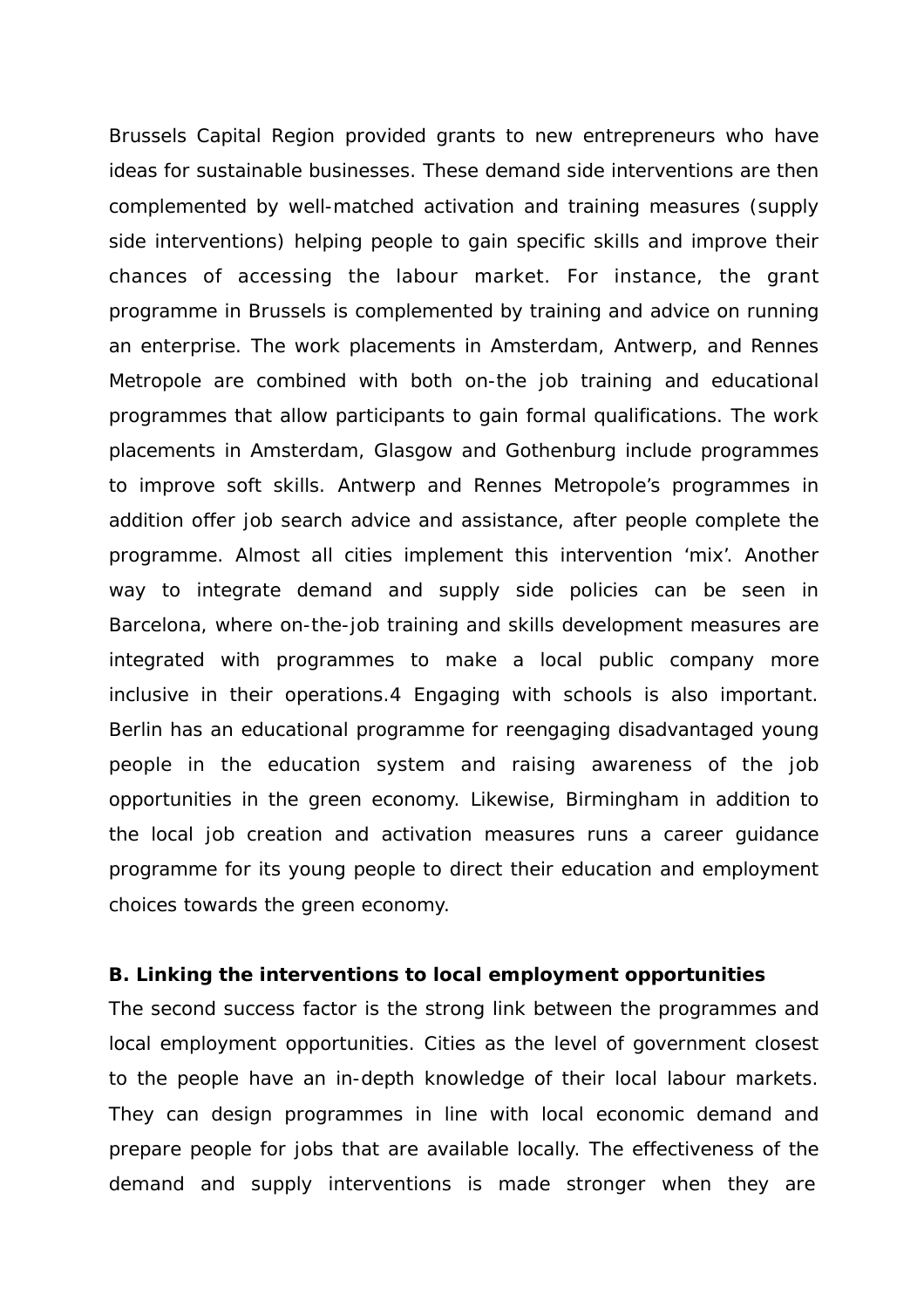Brussels Capital Region provided grants to new entrepreneurs who have ideas for sustainable businesses. These demand side interventions are then complemented by well-matched activation and training measures (supply side interventions) helping people to gain specific skills and improve their chances of accessing the labour market. For instance, the grant programme in Brussels is complemented by training and advice on running an enterprise. The work placements in Amsterdam, Antwerp, and Rennes Metropole are combined with both on-the job training and educational programmes that allow participants to gain formal qualifications. The work placements in Amsterdam, Glasgow and Gothenburg include programmes to improve soft skills. Antwerp and Rennes Metropole's programmes in addition offer job search advice and assistance, after people complete the programme. Almost all cities implement this intervention 'mix'. Another way to integrate demand and supply side policies can be seen in Barcelona, where on-the-job training and skills development measures are integrated with programmes to make a local public company more inclusive in their operations.[4] Engaging with schools is also important. Berlin has an educational programme for reengaging disadvantaged young people in the education system and raising awareness of the job opportunities in the green economy. Likewise, Birmingham in addition to the local job creation and activation measures runs a career guidance programme for its young people to direct their education and employment choices towards the green economy.

**B. Linking the interventions to local employment opportunities**

The second success factor is the strong link between the programmes and local employment opportunities. Cities as the level of government closest to the people have an in-depth knowledge of their local labour markets. They can design programmes in line with local economic demand and prepare people for jobs that are available locally. The effectiveness of the demand and supply interventions is made stronger when they are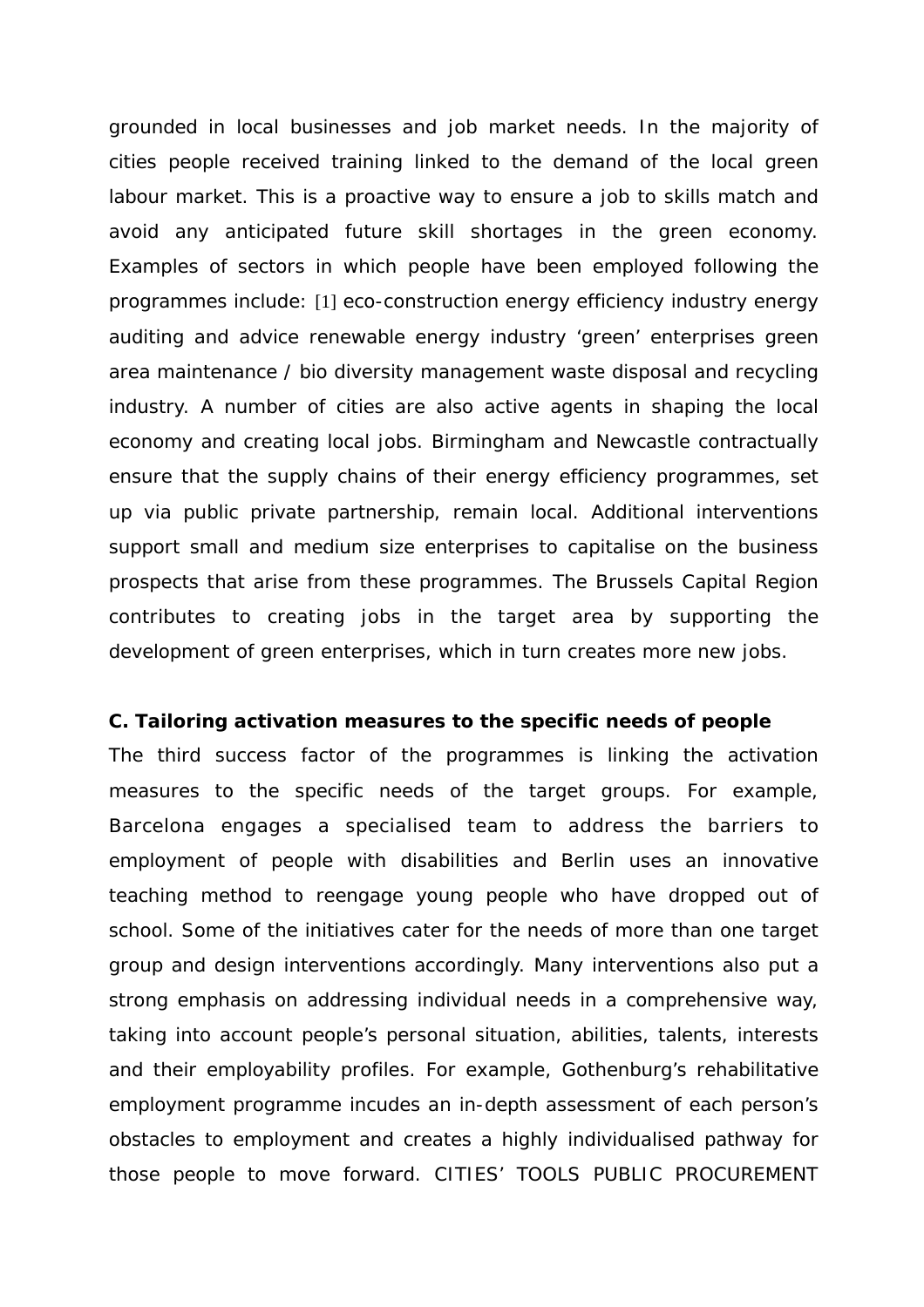grounded in local businesses and job market needs. In the majority of cities people received training linked to the demand of the local green labour market. This is a proactive way to ensure a job to skills match and avoid any anticipated future skill shortages in the green economy. Examples of sectors in which people have been employed following the programmes include: [1] eco-construction energy efficiency industry energy auditing and advice renewable energy industry 'green' enterprises green area maintenance / bio diversity management waste disposal and recycling industry. A number of cities are also active agents in shaping the local economy and creating local jobs. Birmingham and Newcastle contractually ensure that the supply chains of their energy efficiency programmes, set up via public private partnership, remain local. Additional interventions support small and medium size enterprises to capitalise on the business prospects that arise from these programmes. The Brussels Capital Region contributes to creating jobs in the target area by supporting the development of green enterprises, which in turn creates more new jobs.

**C. Tailoring activation measures to the specific needs of people**

The third success factor of the programmes is linking the activation measures to the specific needs of the target groups. For example, Barcelona engages a specialised team to address the barriers to employment of people with disabilities and Berlin uses an innovative teaching method to reengage young people who have dropped out of school. Some of the initiatives cater for the needs of more than one target group and design interventions accordingly. Many interventions also put a strong emphasis on addressing individual needs in a comprehensive way, taking into account people's personal situation, abilities, talents, interests and their employability profiles. For example, Gothenburg's rehabilitative employment programme incudes an in-depth assessment of each person's obstacles to employment and creates a highly individualised pathway for those people to move forward. CITIES' TOOLS PUBLIC PROCUREMENT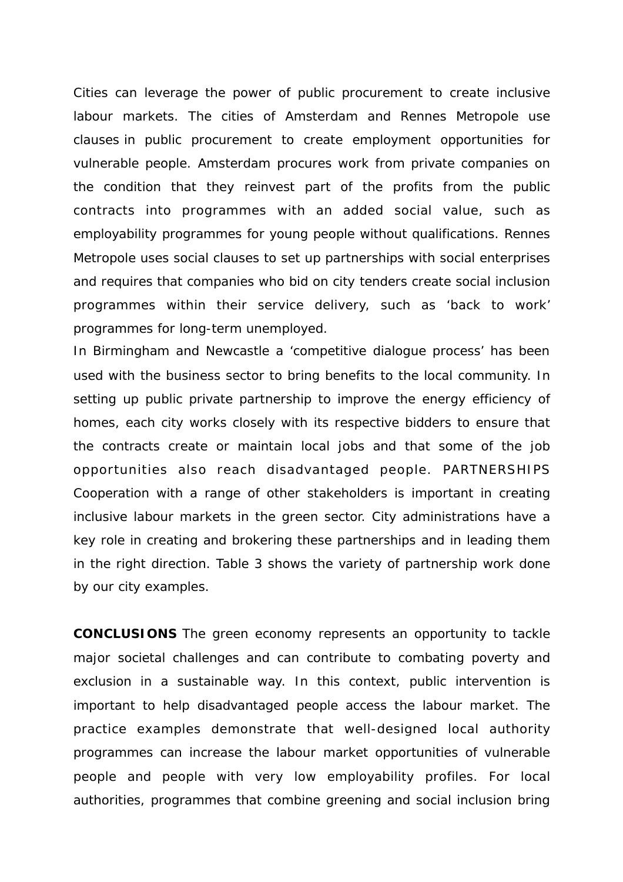Cities can leverage the power of public procurement to create inclusive labour markets. The cities of Amsterdam and Rennes Metropole use clauses in public procurement to create employment opportunities for vulnerable people. Amsterdam procures work from private companies on the condition that they reinvest part of the profits from the public contracts into programmes with an added social value, such as employability programmes for young people without qualifications. Rennes Metropole uses social clauses to set up partnerships with social enterprises and requires that companies who bid on city tenders create social inclusion programmes within their service delivery, such as 'back to work' programmes for long-term unemployed.

In Birmingham and Newcastle a 'competitive dialogue process' has been used with the business sector to bring benefits to the local community. In setting up public private partnership to improve the energy efficiency of homes, each city works closely with its respective bidders to ensure that the contracts create or maintain local jobs and that some of the job opportunities also reach disadvantaged people. PARTNERSHIPS Cooperation with a range of other stakeholders is important in creating inclusive labour markets in the green sector. City administrations have a key role in creating and brokering these partnerships and in leading them in the right direction. Table 3 shows the variety of partnership work done by our city examples.

**CONCLUSIONS** The green economy represents an opportunity to tackle major societal challenges and can contribute to combating poverty and exclusion in a sustainable way. In this context, public intervention is important to help disadvantaged people access the labour market. The practice examples demonstrate that well-designed local authority programmes can increase the labour market opportunities of vulnerable people and people with very low employability profiles. For local authorities, programmes that combine greening and social inclusion bring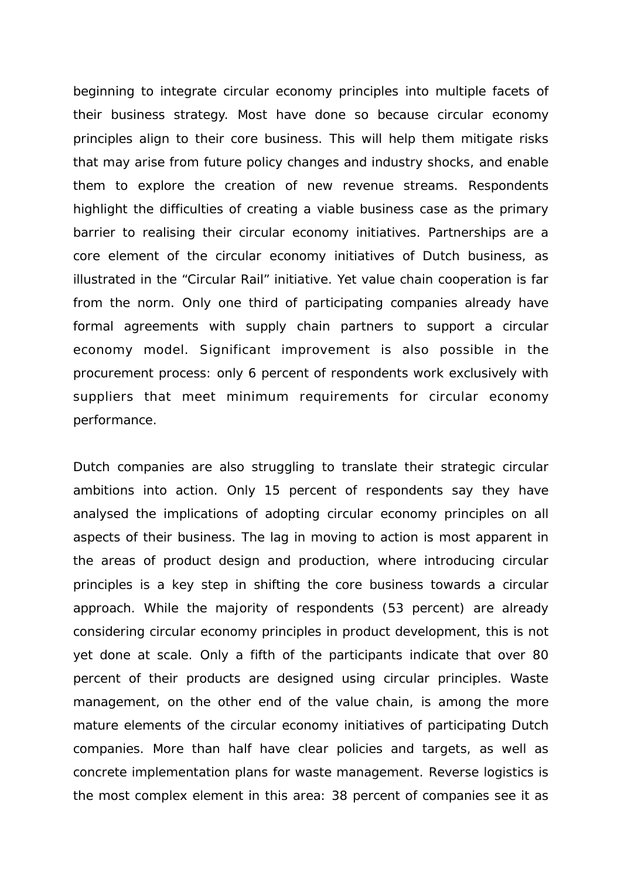beginning to integrate circular economy principles into multiple facets of their business strategy. Most have done so because circular economy principles align to their core business. This will help them mitigate risks that may arise from future policy changes and industry shocks, and enable them to explore the creation of new revenue streams. Respondents highlight the difficulties of creating a viable business case as the primary barrier to realising their circular economy initiatives. Partnerships are a core element of the circular economy initiatives of Dutch business, as illustrated in the “Circular Rail” initiative. Yet value chain cooperation is far from the norm. Only one third of participating companies already have formal agreements with supply chain partners to support a circular economy model. Significant improvement is also possible in the procurement process: only 6 percent of respondents work exclusively with suppliers that meet minimum requirements for circular economy performance.

Dutch companies are also struggling to translate their strategic circular ambitions into action. Only 15 percent of respondents say they have analysed the implications of adopting circular economy principles on all aspects of their business. The lag in moving to action is most apparent in the areas of product design and production, where introducing circular principles is a key step in shifting the core business towards a circular approach. While the majority of respondents (53 percent) are already considering circular economy principles in product development, this is not yet done at scale. Only a fifth of the participants indicate that over 80 percent of their products are designed using circular principles. Waste management, on the other end of the value chain, is among the more mature elements of the circular economy initiatives of participating Dutch companies. More than half have clear policies and targets, as well as concrete implementation plans for waste management. Reverse logistics is the most complex element in this area: 38 percent of companies see it as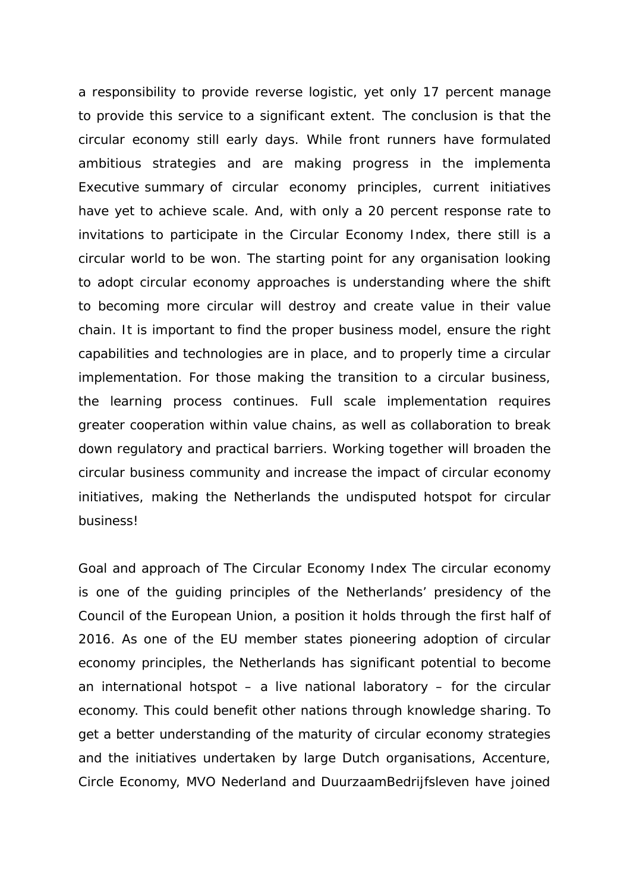a responsibility to provide reverse logistic, yet only 17 percent manage to provide this service to a significant extent. The conclusion is that the circular economy still early days. While front runners have formulated ambitious strategies and are making progress in the implementa Executive summary of circular economy principles, current initiatives have yet to achieve scale. And, with only a 20 percent response rate to invitations to participate in the Circular Economy Index, there still is a circular world to be won. The starting point for any organisation looking to adopt circular economy approaches is understanding where the shift to becoming more circular will destroy and create value in their value chain. It is important to find the proper business model, ensure the right capabilities and technologies are in place, and to properly time a circular implementation. For those making the transition to a circular business, the learning process continues. Full scale implementation requires greater cooperation within value chains, as well as collaboration to break down regulatory and practical barriers. Working together will broaden the circular business community and increase the impact of circular economy initiatives, making the Netherlands the undisputed hotspot for circular business!

Goal and approach of The Circular Economy Index The circular economy is one of the guiding principles of the Netherlands' presidency of the Council of the European Union, a position it holds through the first half of 2016. As one of the EU member states pioneering adoption of circular economy principles, the Netherlands has significant potential to become an international hotspot – a live national laboratory – for the circular economy. This could benefit other nations through knowledge sharing. To get a better understanding of the maturity of circular economy strategies and the initiatives undertaken by large Dutch organisations, Accenture, Circle Economy, MVO Nederland and DuurzaamBedrijfsleven have joined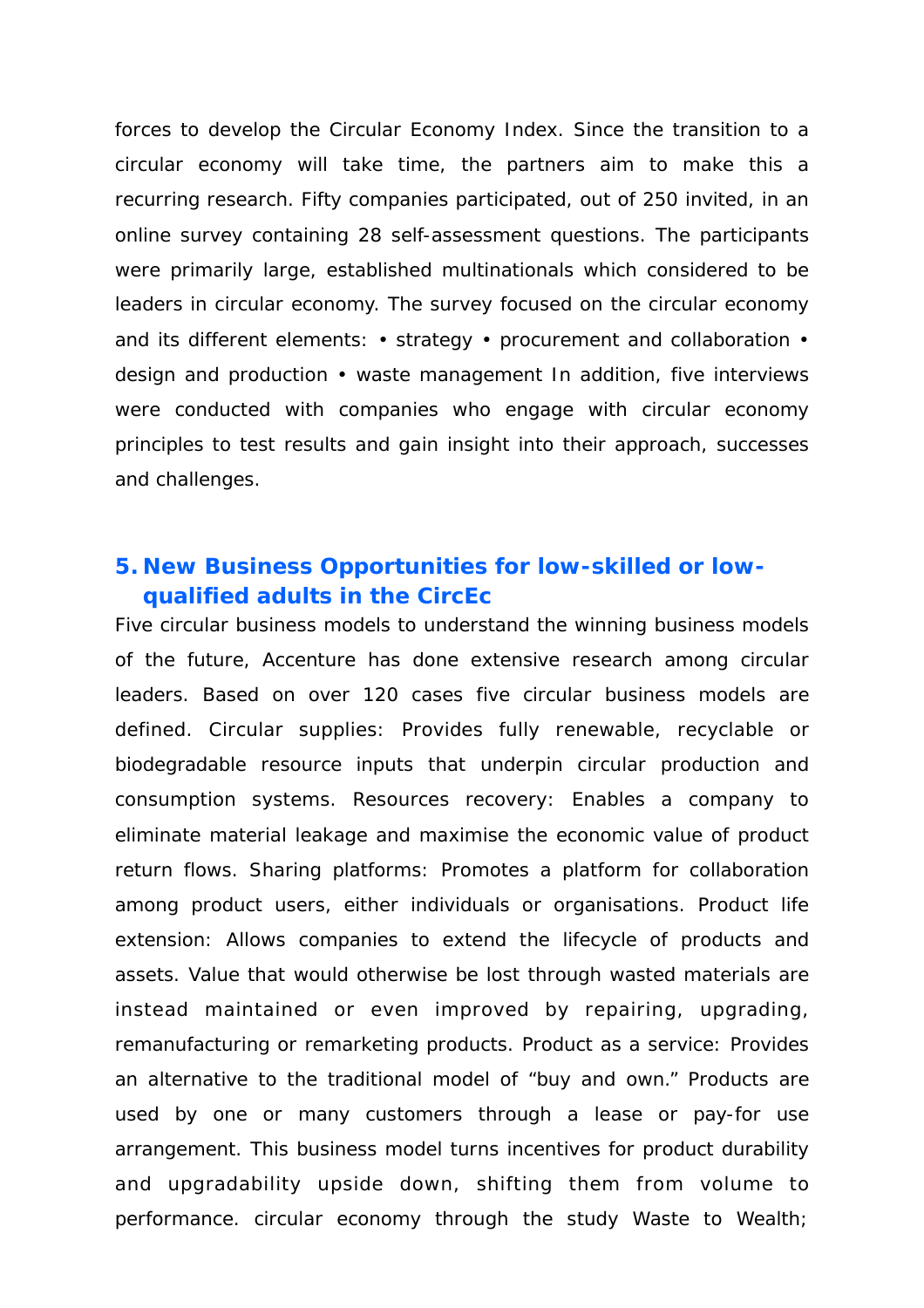forces to develop the Circular Economy Index. Since the transition to a circular economy will take time, the partners aim to make this a recurring research. Fifty companies participated, out of 250 invited, in an online survey containing 28 self-assessment questions. The participants were primarily large, established multinationals which considered to be leaders in circular economy. The survey focused on the circular economy and its different elements: • strategy • procurement and collaboration • design and production • waste management In addition, five interviews were conducted with companies who engage with circular economy principles to test results and gain insight into their approach, successes and challenges.

## 5. New Business Opportunities for low-skilled or low-qualified adults in the CircEc

Five circular business models to understand the winning business models of the future, Accenture has done extensive research among circular leaders. Based on over 120 cases five circular business models are defined. Circular supplies: Provides fully renewable, recyclable or biodegradable resource inputs that underpin circular production and consumption systems. Resources recovery: Enables a company to eliminate material leakage and maximise the economic value of product return flows. Sharing platforms: Promotes a platform for collaboration among product users, either individuals or organisations. Product life extension: Allows companies to extend the lifecycle of products and assets. Value that would otherwise be lost through wasted materials are instead maintained or even improved by repairing, upgrading, remanufacturing or remarketing products. Product as a service: Provides an alternative to the traditional model of "buy and own." Products are used by one or many customers through a lease or pay-for use arrangement. This business model turns incentives for product durability and upgradability upside down, shifting them from volume to performance. circular economy through the study Waste to Wealth;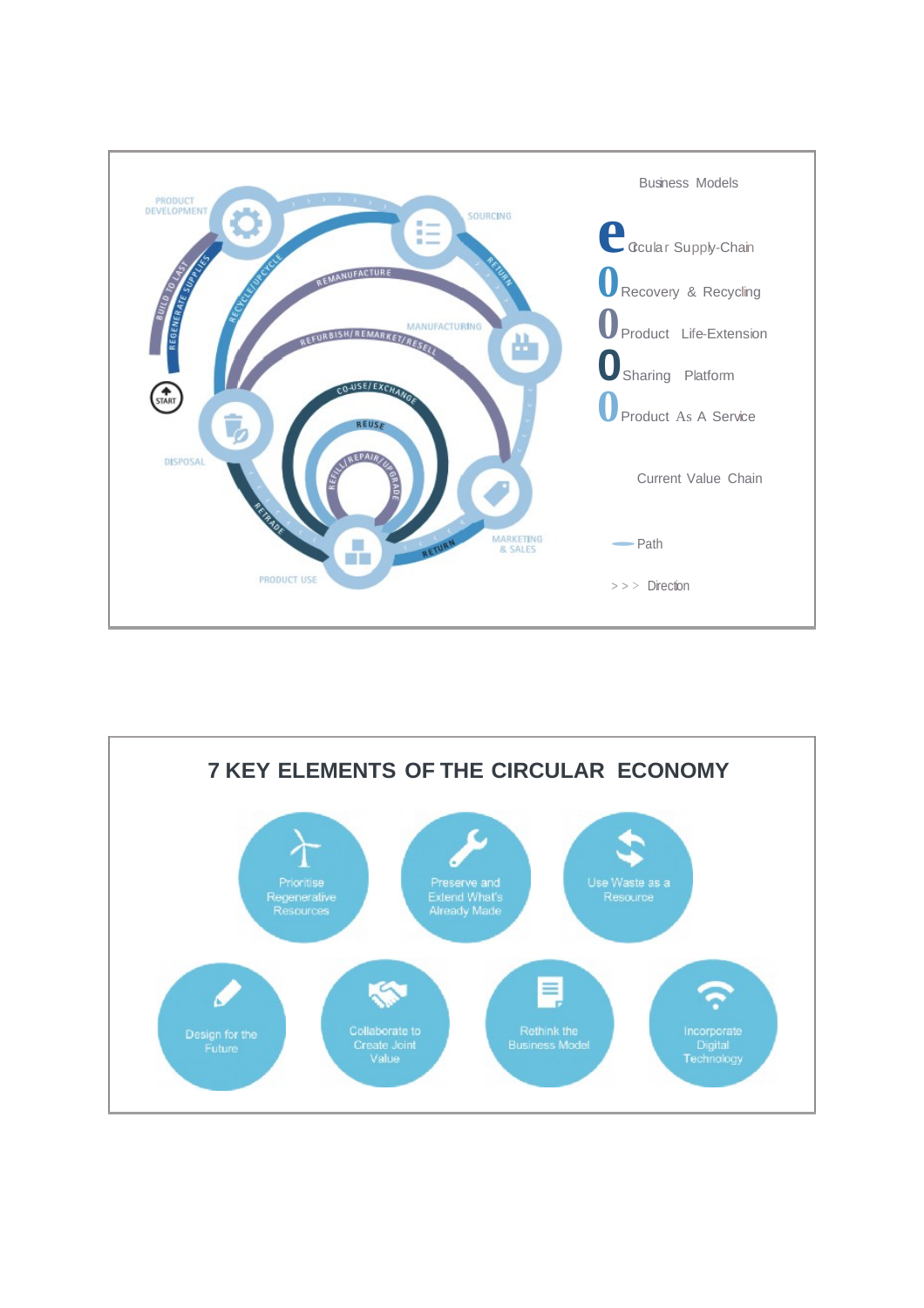Business Models

**e** Ocular Supply-Chain

**0** Recovery & Recycling

**0** Product Life-Extension

**0** Sharing Platform

**0** Product As A Service

Current Value Chain

Path

> > > Direction

PRODUCT DEVELOPMENT · SOURCING · MANUFACTURING · MARKETING & SALES · PRODUCT USE · DISPOSAL · START

BUILD TO LAST · REGENERATE SUPPLIES · RECYCLE/UPCYCLE · REMANUFACTURE · REFURBISH/REMARKET/RESELL · CO-USE/EXCHANGE · REUSE · REFILL/REPAIR/UPGRADE · RETURN · RETRADE

## 7 KEY ELEMENTS OF THE CIRCULAR ECONOMY

- Prioritise Regenerative Resources
- Preserve and Extend What's Already Made
- Use Waste as a Resource
- Design for the Future
- Collaborate to Create Joint Value
- Rethink the Business Model
- Incorporate Digital Technology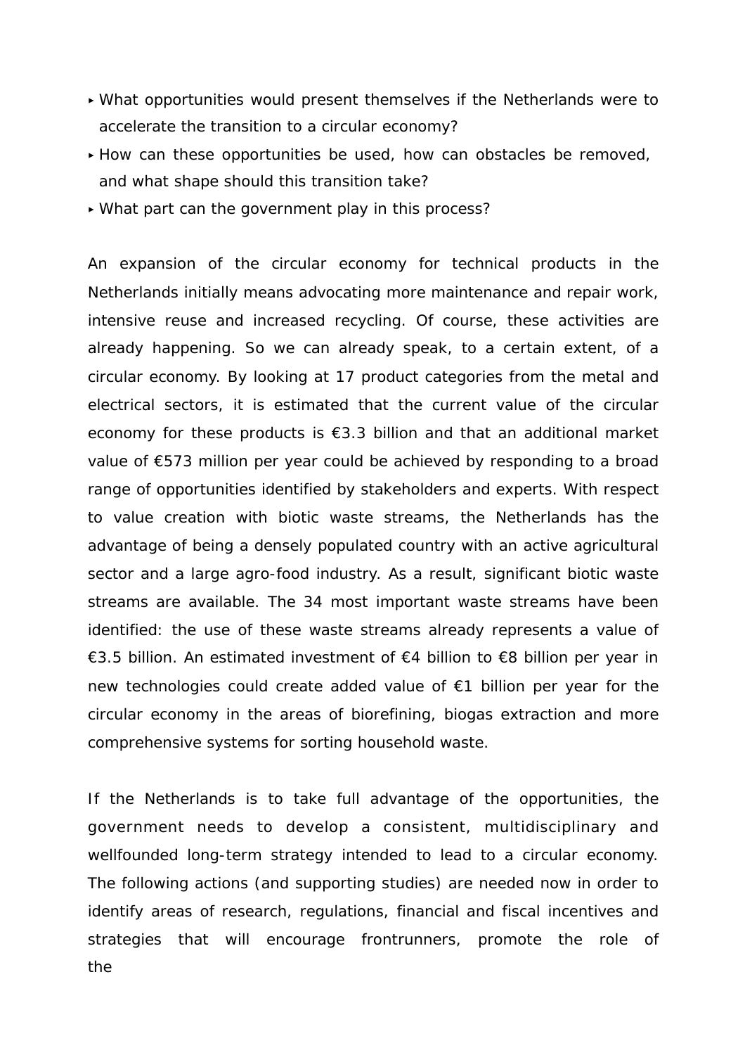- What opportunities would present themselves if the Netherlands were to accelerate the transition to a circular economy?
- How can these opportunities be used, how can obstacles be removed, and what shape should this transition take?
- What part can the government play in this process?

An expansion of the circular economy for technical products in the Netherlands initially means advocating more maintenance and repair work, intensive reuse and increased recycling. Of course, these activities are already happening. So we can already speak, to a certain extent, of a circular economy. By looking at 17 product categories from the metal and electrical sectors, it is estimated that the current value of the circular economy for these products is €3.3 billion and that an additional market value of €573 million per year could be achieved by responding to a broad range of opportunities identified by stakeholders and experts. With respect to value creation with biotic waste streams, the Netherlands has the advantage of being a densely populated country with an active agricultural sector and a large agro-food industry. As a result, significant biotic waste streams are available. The 34 most important waste streams have been identified: the use of these waste streams already represents a value of €3.5 billion. An estimated investment of €4 billion to €8 billion per year in new technologies could create added value of €1 billion per year for the circular economy in the areas of biorefining, biogas extraction and more comprehensive systems for sorting household waste.

If the Netherlands is to take full advantage of the opportunities, the government needs to develop a consistent, multidisciplinary and wellfounded long-term strategy intended to lead to a circular economy. The following actions (and supporting studies) are needed now in order to identify areas of research, regulations, financial and fiscal incentives and strategies that will encourage frontrunners, promote the role of the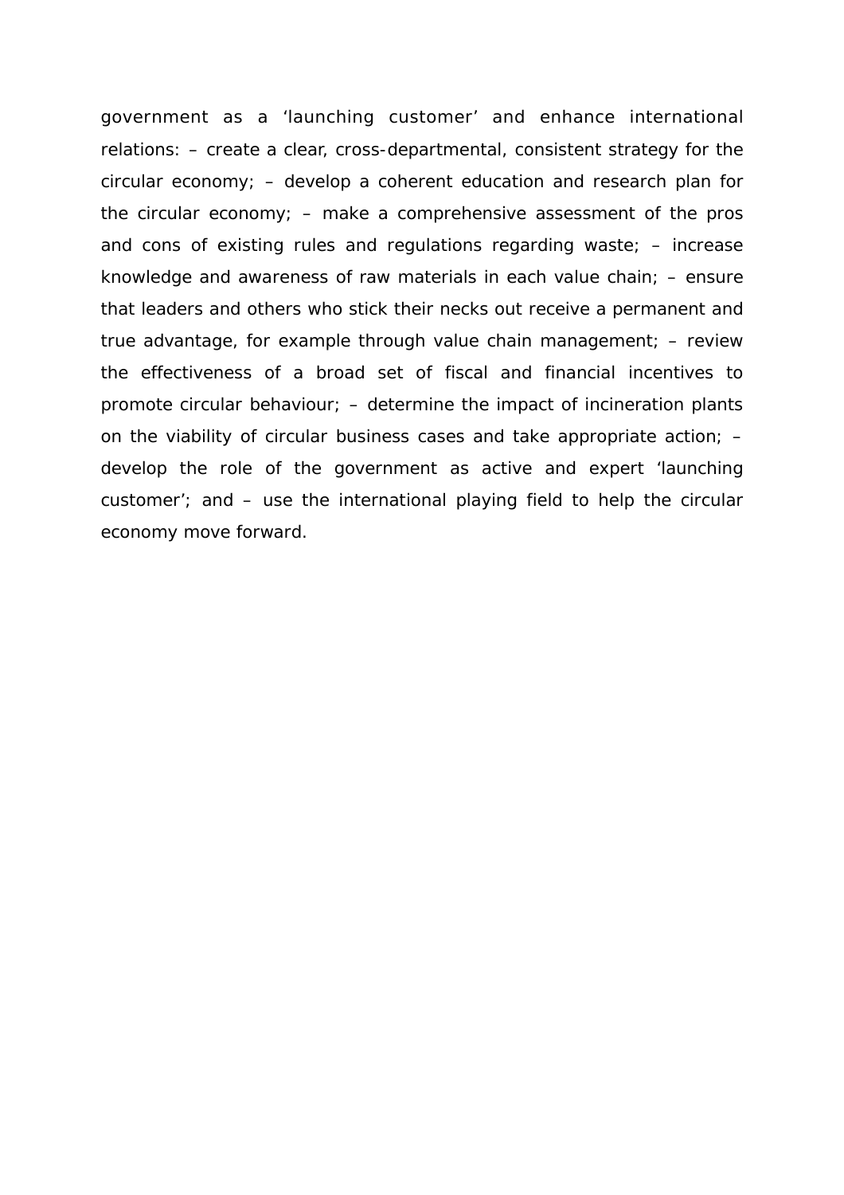government as a 'launching customer' and enhance international relations: – create a clear, cross-departmental, consistent strategy for the circular economy; – develop a coherent education and research plan for the circular economy; – make a comprehensive assessment of the pros and cons of existing rules and regulations regarding waste; – increase knowledge and awareness of raw materials in each value chain; – ensure that leaders and others who stick their necks out receive a permanent and true advantage, for example through value chain management; – review the effectiveness of a broad set of fiscal and financial incentives to promote circular behaviour; – determine the impact of incineration plants on the viability of circular business cases and take appropriate action; – develop the role of the government as active and expert 'launching customer'; and – use the international playing field to help the circular economy move forward.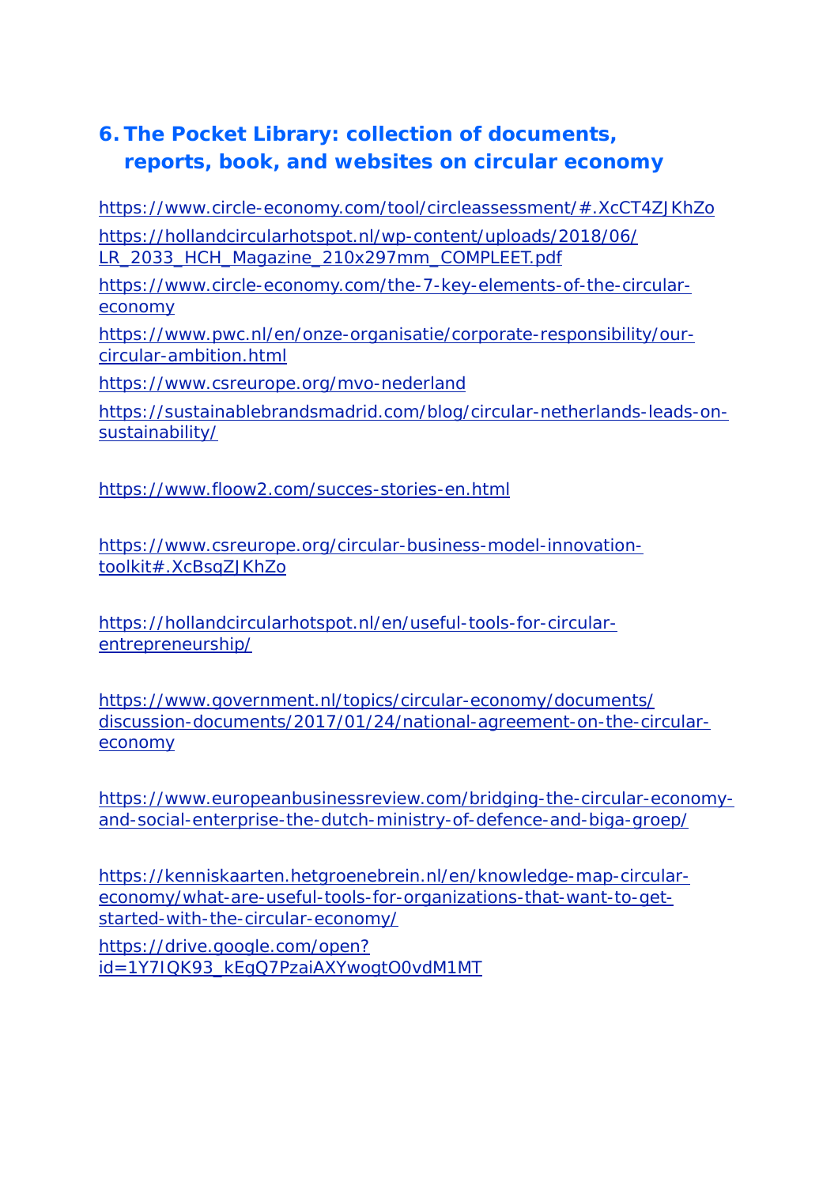## 6. The Pocket Library: collection of documents, reports, book, and websites on circular economy

https://www.circle-economy.com/tool/circleassessment/#.XcCT4ZJKhZo

https://hollandcircularhotspot.nl/wp-content/uploads/2018/06/LR_2033_HCH_Magazine_210x297mm_COMPLEET.pdf

https://www.circle-economy.com/the-7-key-elements-of-the-circular-economy

https://www.pwc.nl/en/onze-organisatie/corporate-responsibility/our-circular-ambition.html

https://www.csreurope.org/mvo-nederland

https://sustainablebrandsmadrid.com/blog/circular-netherlands-leads-on-sustainability/

https://www.floow2.com/succes-stories-en.html

https://www.csreurope.org/circular-business-model-innovation-toolkit#.XcBsqZJKhZo

https://hollandcircularhotspot.nl/en/useful-tools-for-circular-entrepreneurship/

https://www.government.nl/topics/circular-economy/documents/discussion-documents/2017/01/24/national-agreement-on-the-circular-economy

https://www.europeanbusinessreview.com/bridging-the-circular-economy-and-social-enterprise-the-dutch-ministry-of-defence-and-biga-groep/

https://kenniskaarten.hetgroenebrein.nl/en/knowledge-map-circular-economy/what-are-useful-tools-for-organizations-that-want-to-get-started-with-the-circular-economy/

https://drive.google.com/open?id=1Y7IQK93_kEgQ7PzaiAXYwogtO0vdM1MT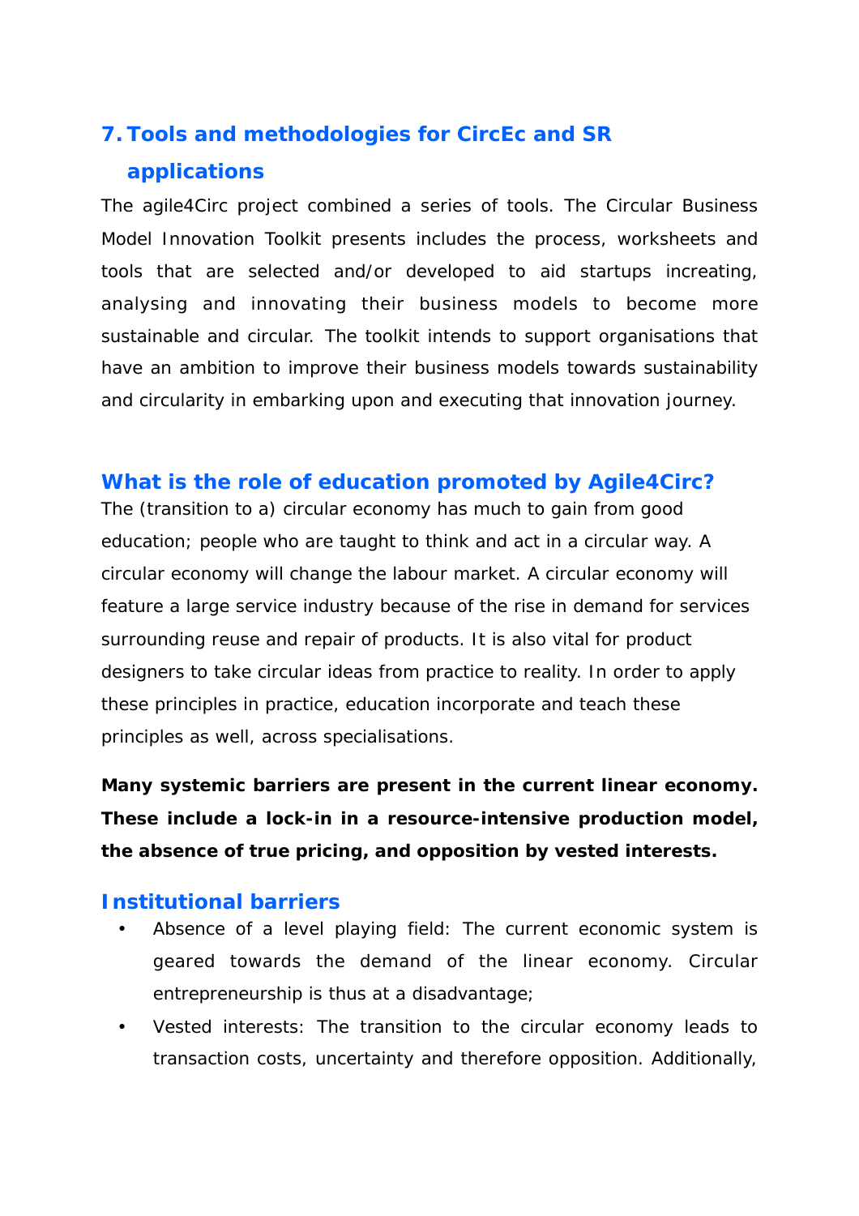## 7. Tools and methodologies for CircEc and SR applications

The agile4Circ project combined a series of tools. The Circular Business Model Innovation Toolkit presents includes the process, worksheets and tools that are selected and/or developed to aid startups increating, analysing and innovating their business models to become more sustainable and circular. The toolkit intends to support organisations that have an ambition to improve their business models towards sustainability and circularity in embarking upon and executing that innovation journey.

### What is the role of education promoted by Agile4Circ?

The (transition to a) circular economy has much to gain from good education; people who are taught to think and act in a circular way. A circular economy will change the labour market. A circular economy will feature a large service industry because of the rise in demand for services surrounding reuse and repair of products. It is also vital for product designers to take circular ideas from practice to reality. In order to apply these principles in practice, education incorporate and teach these principles as well, across specialisations.

**Many systemic barriers are present in the current linear economy. These include a lock-in in a resource-intensive production model, the absence of true pricing, and opposition by vested interests.**

### Institutional barriers

- Absence of a level playing field: The current economic system is geared towards the demand of the linear economy. Circular entrepreneurship is thus at a disadvantage;
- Vested interests: The transition to the circular economy leads to transaction costs, uncertainty and therefore opposition. Additionally,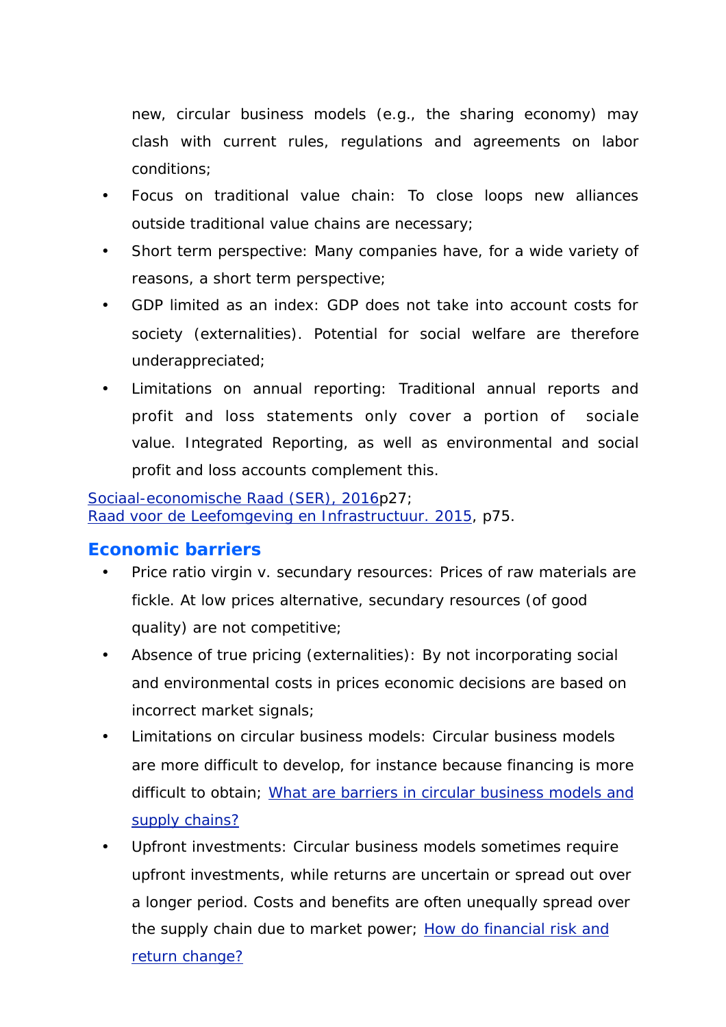new, circular business models (e.g., the sharing economy) may clash with current rules, regulations and agreements on labor conditions;

- Focus on traditional value chain: To close loops new alliances outside traditional value chains are necessary;
- Short term perspective: Many companies have, for a wide variety of reasons, a short term perspective;
- GDP limited as an index: GDP does not take into account costs for society (externalities). Potential for social welfare are therefore underappreciated;
- Limitations on annual reporting: Traditional annual reports and profit and loss statements only cover a portion of sociale value. Integrated Reporting, as well as environmental and social profit and loss accounts complement this.

Sociaal-economische Raad (SER), 2016p27;
Raad voor de Leefomgeving en Infrastructuur. 2015, p75.

## Economic barriers

- Price ratio virgin v. secundary resources: Prices of raw materials are fickle. At low prices alternative, secundary resources (of good quality) are not competitive;
- Absence of true pricing (externalities): By not incorporating social and environmental costs in prices economic decisions are based on incorrect market signals;
- Limitations on circular business models: Circular business models are more difficult to develop, for instance because financing is more difficult to obtain; What are barriers in circular business models and supply chains?
- Upfront investments: Circular business models sometimes require upfront investments, while returns are uncertain or spread out over a longer period. Costs and benefits are often unequally spread over the supply chain due to market power; How do financial risk and return change?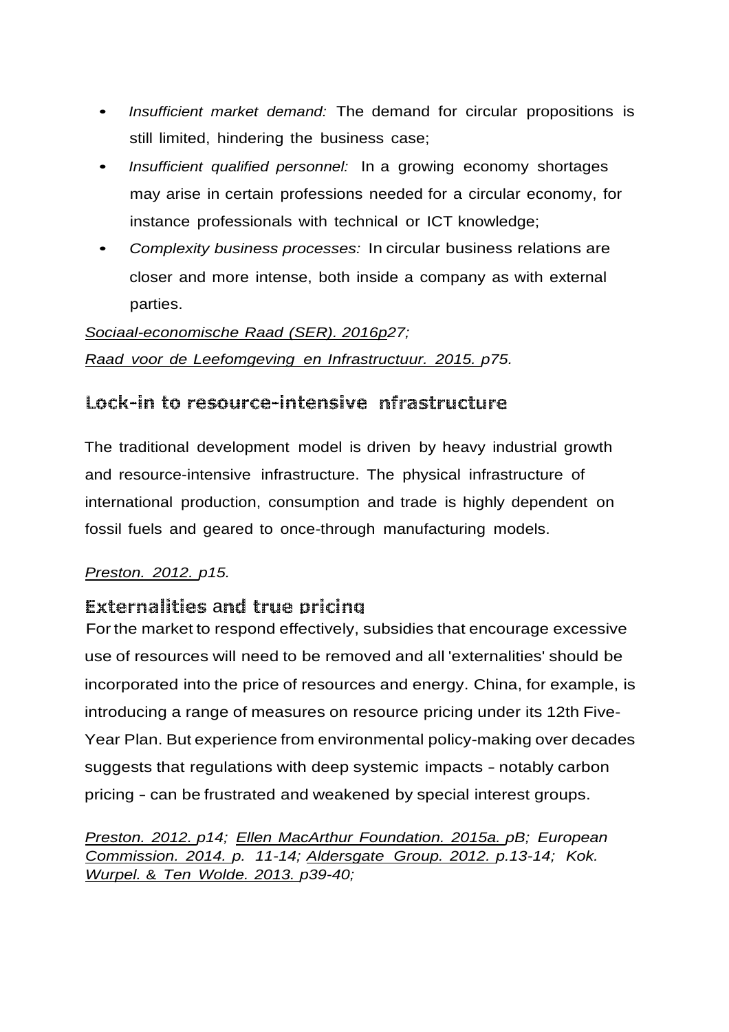- *Insufficient market demand:* The demand for circular propositions is still limited, hindering the business case;
- *Insufficient qualified personnel:* In a growing economy shortages may arise in certain professions needed for a circular economy, for instance professionals with technical or ICT knowledge;
- *Complexity business processes:* In circular business relations are closer and more intense, both inside a company as with external parties.

*Sociaal-economische Raad (SER). 2016p27;*
*Raad voor de Leefomgeving en Infrastructuur. 2015. p75.*

## Lock-in to resource-intensive nfrastructure

The traditional development model is driven by heavy industrial growth and resource-intensive infrastructure. The physical infrastructure of international production, consumption and trade is highly dependent on fossil fuels and geared to once-through manufacturing models.

*Preston. 2012. p15.*

## Externalities and true pricing

For the market to respond effectively, subsidies that encourage excessive use of resources will need to be removed and all 'externalities' should be incorporated into the price of resources and energy. China, for example, is introducing a range of measures on resource pricing under its 12th Five-Year Plan. But experience from environmental policy-making over decades suggests that regulations with deep systemic impacts - notably carbon pricing - can be frustrated and weakened by special interest groups.

*Preston. 2012. p14; Ellen MacArthur Foundation. 2015a. pB; European Commission. 2014. p. 11-14; Aldersgate Group. 2012. p.13-14; Kok. Wurpel. & Ten Wolde. 2013. p39-40;*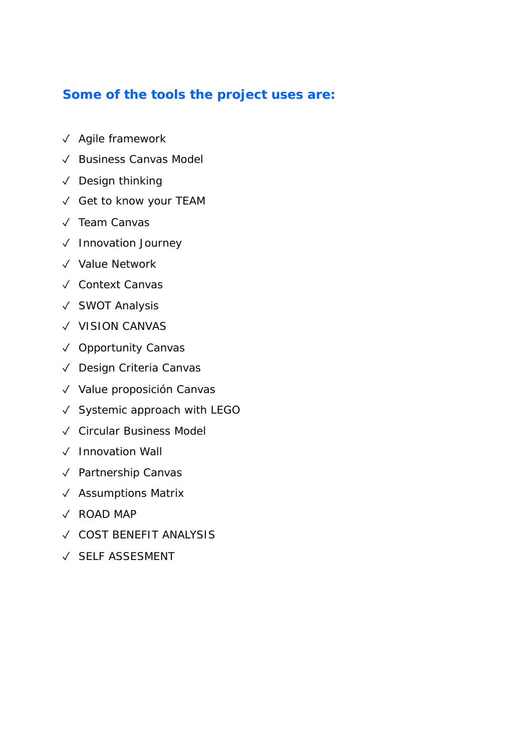## Some of the tools the project uses are:

- ✓ Agile framework
- ✓ Business Canvas Model
- ✓ Design thinking
- ✓ Get to know your TEAM
- ✓ Team Canvas
- ✓ Innovation Journey
- ✓ Value Network
- ✓ Context Canvas
- ✓ SWOT Analysis
- ✓ VISION CANVAS
- ✓ Opportunity Canvas
- ✓ Design Criteria Canvas
- ✓ Value proposición Canvas
- ✓ Systemic approach with LEGO
- ✓ Circular Business Model
- ✓ Innovation Wall
- ✓ Partnership Canvas
- ✓ Assumptions Matrix
- ✓ ROAD MAP
- ✓ COST BENEFIT ANALYSIS
- ✓ SELF ASSESMENT